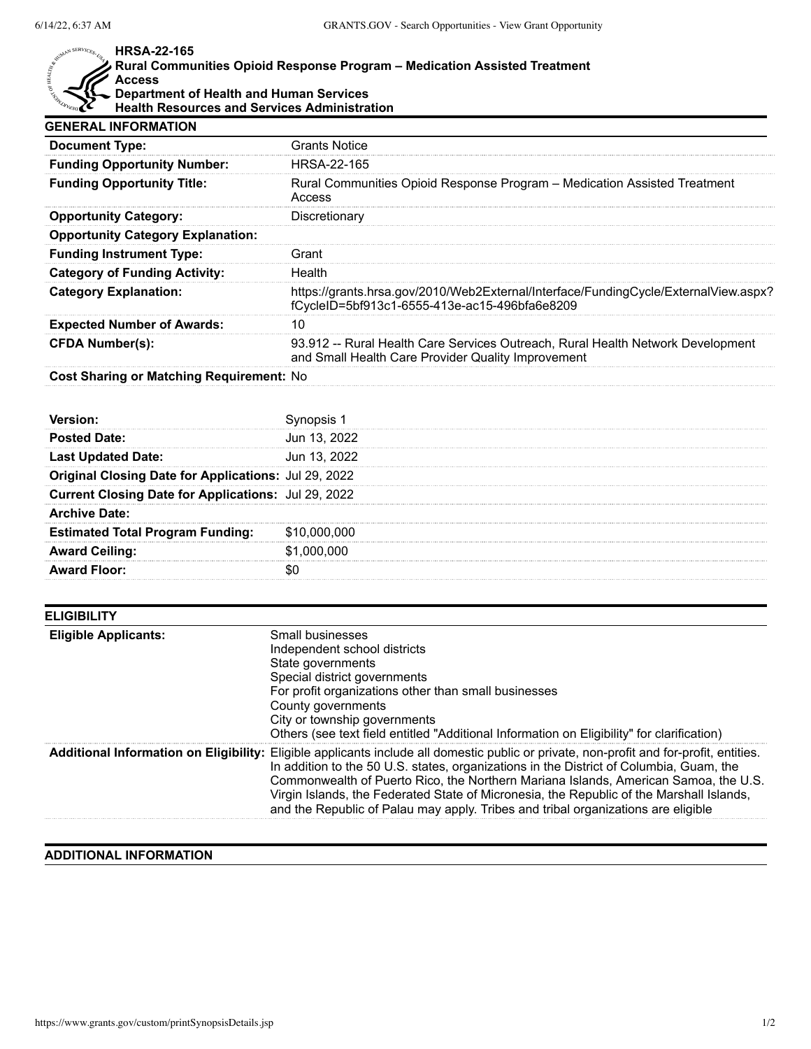# HRSA-22-165

## Rural Communities Opioid Response Program – Medication Assisted Treatment Access

### Department of Health and Human Services

### Health Resources and Services Administration

## GENERAL INFORMATION

| | |
|---|---|
| **Document Type:** | Grants Notice |
| **Funding Opportunity Number:** | HRSA-22-165 |
| **Funding Opportunity Title:** | Rural Communities Opioid Response Program – Medication Assisted Treatment Access |
| **Opportunity Category:** | Discretionary |
| **Opportunity Category Explanation:** | |
| **Funding Instrument Type:** | Grant |
| **Category of Funding Activity:** | Health |
| **Category Explanation:** | https://grants.hrsa.gov/2010/Web2External/Interface/FundingCycle/ExternalView.aspx?fCycleID=5bf913c1-6555-413e-ac15-496bfa6e8209 |
| **Expected Number of Awards:** | 10 |
| **CFDA Number(s):** | 93.912 -- Rural Health Care Services Outreach, Rural Health Network Development and Small Health Care Provider Quality Improvement |
| **Cost Sharing or Matching Requirement:** | No |

| | |
|---|---|
| **Version:** | Synopsis 1 |
| **Posted Date:** | Jun 13, 2022 |
| **Last Updated Date:** | Jun 13, 2022 |
| **Original Closing Date for Applications:** | Jul 29, 2022 |
| **Current Closing Date for Applications:** | Jul 29, 2022 |
| **Archive Date:** | |
| **Estimated Total Program Funding:** | $10,000,000 |
| **Award Ceiling:** | $1,000,000 |
| **Award Floor:** | $0 |

## ELIGIBILITY

| | |
|---|---|
| **Eligible Applicants:** | Small businesses<br>Independent school districts<br>State governments<br>Special district governments<br>For profit organizations other than small businesses<br>County governments<br>City or township governments<br>Others (see text field entitled "Additional Information on Eligibility" for clarification) |
| **Additional Information on Eligibility:** | Eligible applicants include all domestic public or private, non-profit and for-profit, entities. In addition to the 50 U.S. states, organizations in the District of Columbia, Guam, the Commonwealth of Puerto Rico, the Northern Mariana Islands, American Samoa, the U.S. Virgin Islands, the Federated State of Micronesia, the Republic of the Marshall Islands, and the Republic of Palau may apply. Tribes and tribal organizations are eligible |

## ADDITIONAL INFORMATION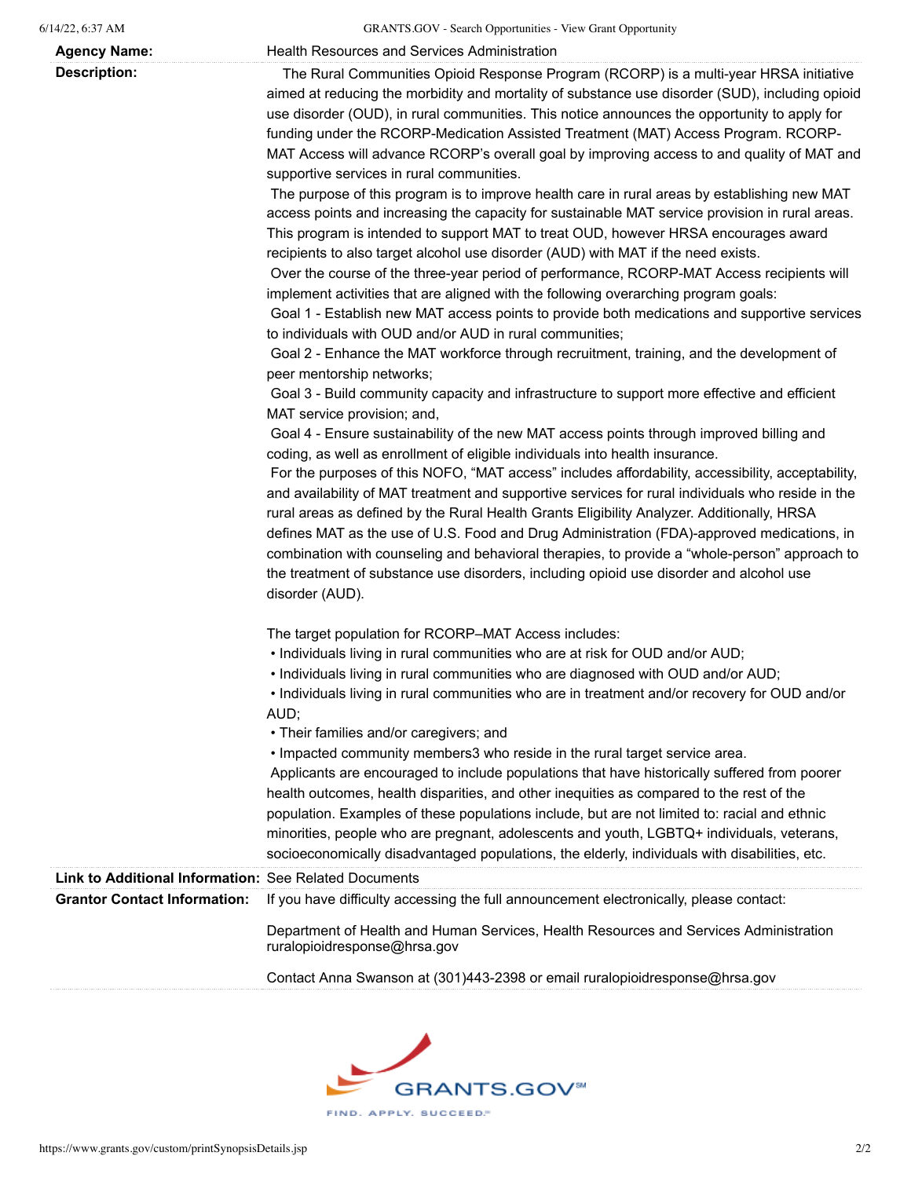| | |
|---|---|
| **Agency Name:** | Health Resources and Services Administration |
| **Description:** | The Rural Communities Opioid Response Program (RCORP) is a multi-year HRSA initiative aimed at reducing the morbidity and mortality of substance use disorder (SUD), including opioid use disorder (OUD), in rural communities. This notice announces the opportunity to apply for funding under the RCORP-Medication Assisted Treatment (MAT) Access Program. RCORP-MAT Access will advance RCORP's overall goal by improving access to and quality of MAT and supportive services in rural communities.<br>The purpose of this program is to improve health care in rural areas by establishing new MAT access points and increasing the capacity for sustainable MAT service provision in rural areas. This program is intended to support MAT to treat OUD, however HRSA encourages award recipients to also target alcohol use disorder (AUD) with MAT if the need exists.<br>Over the course of the three-year period of performance, RCORP-MAT Access recipients will implement activities that are aligned with the following overarching program goals:<br>Goal 1 - Establish new MAT access points to provide both medications and supportive services to individuals with OUD and/or AUD in rural communities;<br>Goal 2 - Enhance the MAT workforce through recruitment, training, and the development of peer mentorship networks;<br>Goal 3 - Build community capacity and infrastructure to support more effective and efficient MAT service provision; and,<br>Goal 4 - Ensure sustainability of the new MAT access points through improved billing and coding, as well as enrollment of eligible individuals into health insurance.<br>For the purposes of this NOFO, "MAT access" includes affordability, accessibility, acceptability, and availability of MAT treatment and supportive services for rural individuals who reside in the rural areas as defined by the Rural Health Grants Eligibility Analyzer. Additionally, HRSA defines MAT as the use of U.S. Food and Drug Administration (FDA)-approved medications, in combination with counseling and behavioral therapies, to provide a "whole-person" approach to the treatment of substance use disorders, including opioid use disorder and alcohol use disorder (AUD).<br><br>The target population for RCORP–MAT Access includes:<br>• Individuals living in rural communities who are at risk for OUD and/or AUD;<br>• Individuals living in rural communities who are diagnosed with OUD and/or AUD;<br>• Individuals living in rural communities who are in treatment and/or recovery for OUD and/or AUD;<br>• Their families and/or caregivers; and<br>• Impacted community members3 who reside in the rural target service area.<br>Applicants are encouraged to include populations that have historically suffered from poorer health outcomes, health disparities, and other inequities as compared to the rest of the population. Examples of these populations include, but are not limited to: racial and ethnic minorities, people who are pregnant, adolescents and youth, LGBTQ+ individuals, veterans, socioeconomically disadvantaged populations, the elderly, individuals with disabilities, etc. |
| **Link to Additional Information:** | See Related Documents |
| **Grantor Contact Information:** | If you have difficulty accessing the full announcement electronically, please contact:<br><br>Department of Health and Human Services, Health Resources and Services Administration ruralopioidresponse@hrsa.gov<br><br>Contact Anna Swanson at (301)443-2398 or email ruralopioidresponse@hrsa.gov |

GRANTS.GOV
FIND. APPLY. SUCCEED.